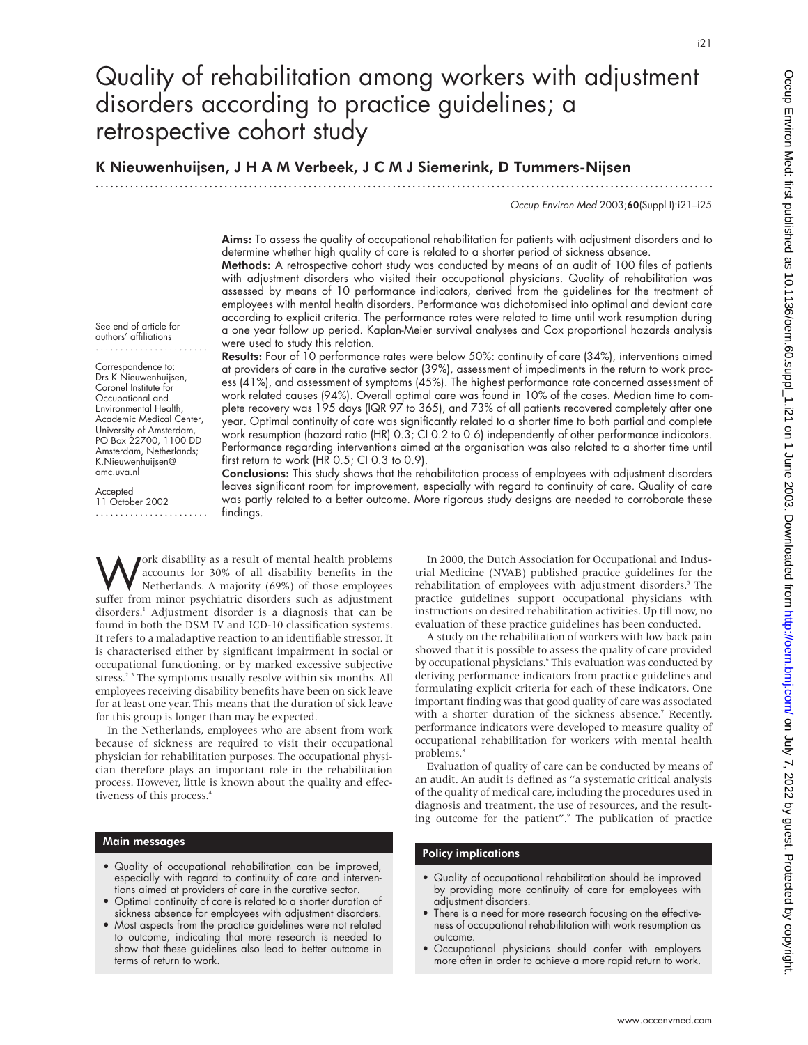# Quality of rehabilitation among workers with adjustment disorders according to practice guidelines; a retrospective cohort study

**K Nieuwenhuijsen, J H A M Verbeek, J C M J Siemerink, D Tummers-Nijsen**

See end of article for authors' affiliations

Correspondence to: Drs K Nieuwenhuijsen, Coronel Institute for Occupational and Environmental Health, Academic Medical Center, University of Amsterdam, PO Box 22700, 1100 DD Amsterdam, Netherlands; K.Nieuwenhuijsen@amc.uva.nl

Accepted 11 October 2002

**Aims:** To assess the quality of occupational rehabilitation for patients with adjustment disorders and to determine whether high quality of care is related to a shorter period of sickness absence.

**Methods:** A retrospective cohort study was conducted by means of an audit of 100 files of patients with adjustment disorders who visited their occupational physicians. Quality of rehabilitation was assessed by means of 10 performance indicators, derived from the guidelines for the treatment of employees with mental health disorders. Performance was dichotomised into optimal and deviant care according to explicit criteria. The performance rates were related to time until work resumption during a one year follow up period. Kaplan-Meier survival analyses and Cox proportional hazards analysis were used to study this relation.

**Results:** Four of 10 performance rates were below 50%: continuity of care (34%), interventions aimed at providers of care in the curative sector (39%), assessment of impediments in the return to work process (41%), and assessment of symptoms (45%). The highest performance rate concerned assessment of work related causes (94%). Overall optimal care was found in 10% of the cases. Median time to complete recovery was 195 days (IQR 97 to 365), and 73% of all patients recovered completely after one year. Optimal continuity of care was significantly related to a shorter time to both partial and complete work resumption (hazard ratio (HR) 0.3; CI 0.2 to 0.6) independently of other performance indicators. Performance regarding interventions aimed at the organisation was also related to a shorter time until first return to work (HR 0.5; CI 0.3 to 0.9).

**Conclusions:** This study shows that the rehabilitation process of employees with adjustment disorders leaves significant room for improvement, especially with regard to continuity of care. Quality of care was partly related to a better outcome. More rigorous study designs are needed to corroborate these findings.

Work disability as a result of mental health problems accounts for 30% of all disability benefits in the Netherlands. A majority (69%) of those employees suffer from minor psychiatric disorders such as adjustment disorders.[1] Adjustment disorder is a diagnosis that can be found in both the DSM IV and ICD-10 classification systems. It refers to a maladaptive reaction to an identifiable stressor. It is characterised either by significant impairment in social or occupational functioning, or by marked excessive subjective stress.[2,3] The symptoms usually resolve within six months. All employees receiving disability benefits have been on sick leave for at least one year. This means that the duration of sick leave for this group is longer than may be expected.

In the Netherlands, employees who are absent from work because of sickness are required to visit their occupational physician for rehabilitation purposes. The occupational physician therefore plays an important role in the rehabilitation process. However, little is known about the quality and effectiveness of this process.[4]

In 2000, the Dutch Association for Occupational and Industrial Medicine (NVAB) published practice guidelines for the rehabilitation of employees with adjustment disorders.[5] The practice guidelines support occupational physicians with instructions on desired rehabilitation activities. Up till now, no evaluation of these practice guidelines has been conducted.

A study on the rehabilitation of workers with low back pain showed that it is possible to assess the quality of care provided by occupational physicians.[6] This evaluation was conducted by deriving performance indicators from practice guidelines and formulating explicit criteria for each of these indicators. One important finding was that good quality of care was associated with a shorter duration of the sickness absence.[7] Recently, performance indicators were developed to measure quality of occupational rehabilitation for workers with mental health problems.[8]

Evaluation of quality of care can be conducted by means of an audit. An audit is defined as "a systematic critical analysis of the quality of medical care, including the procedures used in diagnosis and treatment, the use of resources, and the resulting outcome for the patient".[9] The publication of practice

### Main messages

- Quality of occupational rehabilitation can be improved, especially with regard to continuity of care and interventions aimed at providers of care in the curative sector.
- Optimal continuity of care is related to a shorter duration of sickness absence for employees with adjustment disorders.
- Most aspects from the practice guidelines were not related to outcome, indicating that more research is needed to show that these guidelines also lead to better outcome in terms of return to work.

### Policy implications

- Quality of occupational rehabilitation should be improved by providing more continuity of care for employees with adjustment disorders.
- There is a need for more research focusing on the effectiveness of occupational rehabilitation with work resumption as outcome.
- Occupational physicians should confer with employers more often in order to achieve a more rapid return to work.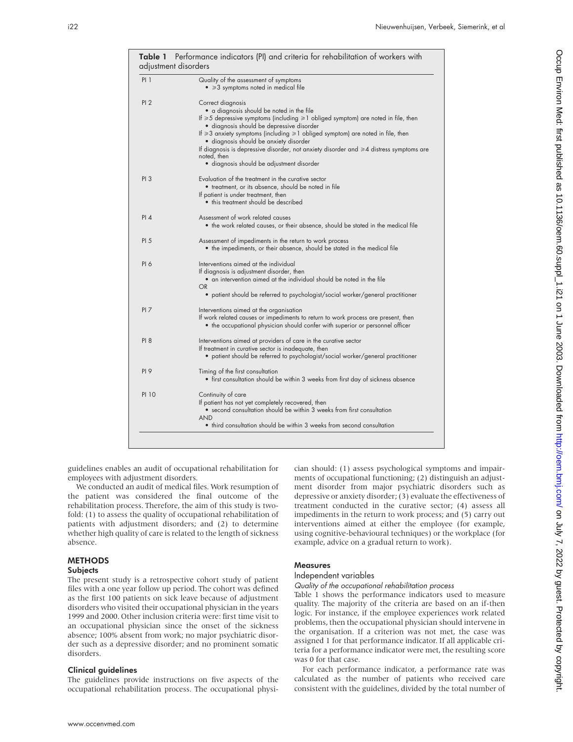**Table 1** Performance indicators (PI) and criteria for rehabilitation of workers with adjustment disorders

| | |
|---|---|
| PI 1 | Quality of the assessment of symptoms<br>• ⩾3 symptoms noted in medical file |
| PI 2 | Correct diagnosis<br>• a diagnosis should be noted in the file<br>If ⩾5 depressive symptoms (including ⩾1 obliged symptom) are noted in file, then<br>• diagnosis should be depressive disorder<br>If ⩾3 anxiety symptoms (including ⩾1 obliged symptom) are noted in file, then<br>• diagnosis should be anxiety disorder<br>If diagnosis is depressive disorder, not anxiety disorder and ⩾4 distress symptoms are noted, then<br>• diagnosis should be adjustment disorder |
| PI 3 | Evaluation of the treatment in the curative sector<br>• treatment, or its absence, should be noted in file<br>If patient is under treatment, then<br>• this treatment should be described |
| PI 4 | Assessment of work related causes<br>• the work related causes, or their absence, should be stated in the medical file |
| PI 5 | Assessment of impediments in the return to work process<br>• the impediments, or their absence, should be stated in the medical file |
| PI 6 | Interventions aimed at the individual<br>If diagnosis is adjustment disorder, then<br>• an intervention aimed at the individual should be noted in the file<br>OR<br>• patient should be referred to psychologist/social worker/general practitioner |
| PI 7 | Interventions aimed at the organisation<br>If work related causes or impediments to return to work process are present, then<br>• the occupational physician should confer with superior or personnel officer |
| PI 8 | Interventions aimed at providers of care in the curative sector<br>If treatment in curative sector is inadequate, then<br>• patient should be referred to psychologist/social worker/general practitioner |
| PI 9 | Timing of the first consultation<br>• first consultation should be within 3 weeks from first day of sickness absence |
| PI 10 | Continuity of care<br>If patient has not yet completely recovered, then<br>• second consultation should be within 3 weeks from first consultation<br>AND<br>• third consultation should be within 3 weeks from second consultation |

guidelines enables an audit of occupational rehabilitation for employees with adjustment disorders.

We conducted an audit of medical files. Work resumption of the patient was considered the final outcome of the rehabilitation process. Therefore, the aim of this study is twofold: (1) to assess the quality of occupational rehabilitation of patients with adjustment disorders; and (2) to determine whether high quality of care is related to the length of sickness absence.

## METHODS

### Subjects

The present study is a retrospective cohort study of patient files with a one year follow up period. The cohort was defined as the first 100 patients on sick leave because of adjustment disorders who visited their occupational physician in the years 1999 and 2000. Other inclusion criteria were: first time visit to an occupational physician since the onset of the sickness absence; 100% absent from work; no major psychiatric disorder such as a depressive disorder; and no prominent somatic disorders.

### Clinical guidelines

The guidelines provide instructions on five aspects of the occupational rehabilitation process. The occupational physician should: (1) assess psychological symptoms and impairments of occupational functioning; (2) distinguish an adjustment disorder from major psychiatric disorders such as depressive or anxiety disorder; (3) evaluate the effectiveness of treatment conducted in the curative sector; (4) assess all impediments in the return to work process; and (5) carry out interventions aimed at either the employee (for example, using cognitive-behavioural techniques) or the workplace (for example, advice on a gradual return to work).

### Measures

#### Independent variables

*Quality of the occupational rehabilitation process*

Table 1 shows the performance indicators used to measure quality. The majority of the criteria are based on an if-then logic. For instance, if the employee experiences work related problems, then the occupational physician should intervene in the organisation. If a criterion was not met, the case was assigned 1 for that performance indicator. If all applicable criteria for a performance indicator were met, the resulting score was 0 for that case.

For each performance indicator, a performance rate was calculated as the number of patients who received care consistent with the guidelines, divided by the total number of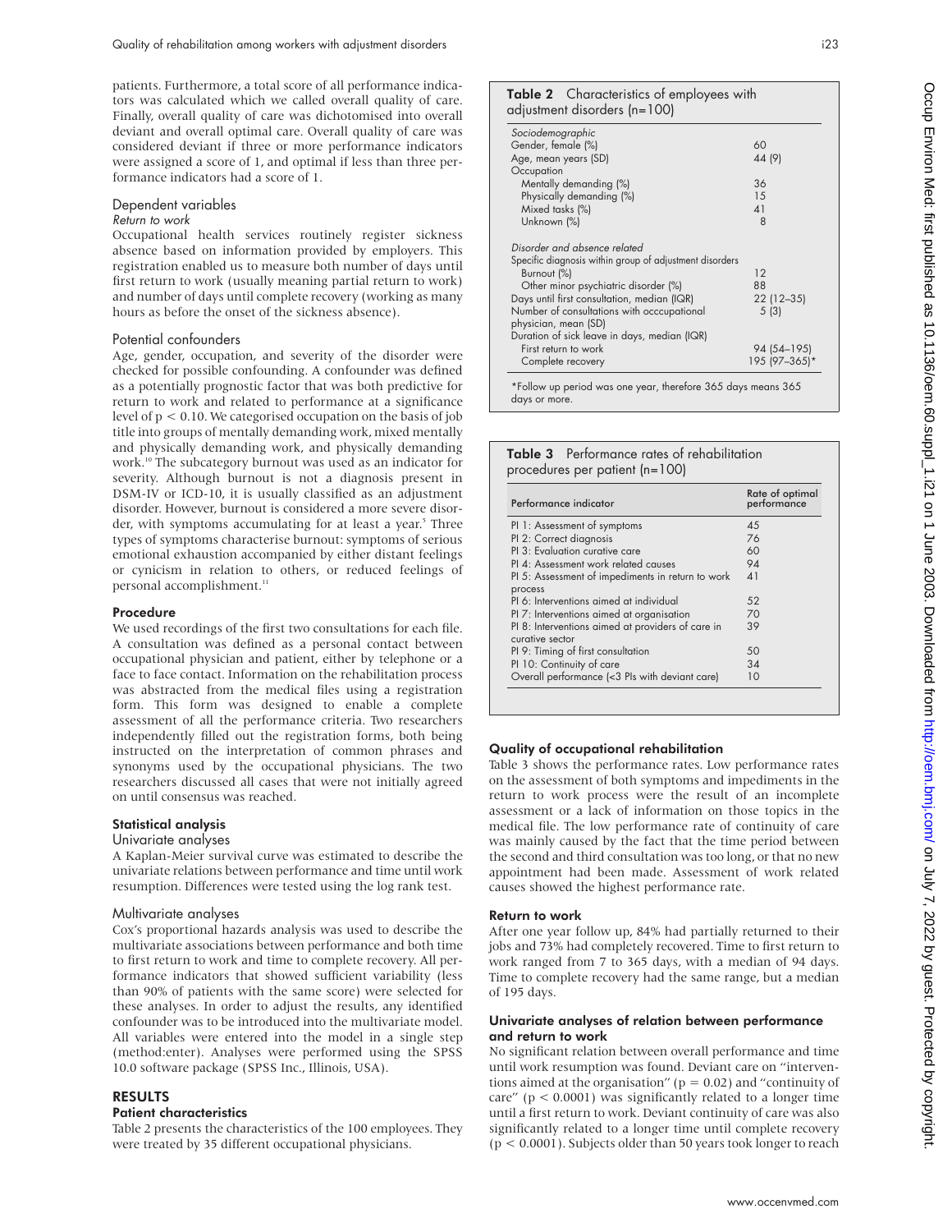patients. Furthermore, a total score of all performance indicators was calculated which we called overall quality of care. Finally, overall quality of care was dichotomised into overall deviant and overall optimal care. Overall quality of care was considered deviant if three or more performance indicators were assigned a score of 1, and optimal if less than three performance indicators had a score of 1.

### Dependent variables

*Return to work*

Occupational health services routinely register sickness absence based on information provided by employers. This registration enabled us to measure both number of days until first return to work (usually meaning partial return to work) and number of days until complete recovery (working as many hours as before the onset of the sickness absence).

### Potential confounders

Age, gender, occupation, and severity of the disorder were checked for possible confounding. A confounder was defined as a potentially prognostic factor that was both predictive for return to work and related to performance at a significance level of $p < 0.10$. We categorised occupation on the basis of job title into groups of mentally demanding work, mixed mentally and physically demanding work, and physically demanding work.[10] The subcategory burnout was used as an indicator for severity. Although burnout is not a diagnosis present in DSM-IV or ICD-10, it is usually classified as an adjustment disorder. However, burnout is considered a more severe disorder, with symptoms accumulating for at least a year.[5] Three types of symptoms characterise burnout: symptoms of serious emotional exhaustion accompanied by either distant feelings or cynicism in relation to others, or reduced feelings of personal accomplishment.[11]

### Procedure

We used recordings of the first two consultations for each file. A consultation was defined as a personal contact between occupational physician and patient, either by telephone or a face to face contact. Information on the rehabilitation process was abstracted from the medical files using a registration form. This form was designed to enable a complete assessment of all the performance criteria. Two researchers independently filled out the registration forms, both being instructed on the interpretation of common phrases and synonyms used by the occupational physicians. The two researchers discussed all cases that were not initially agreed on until consensus was reached.

### Statistical analysis

#### Univariate analyses

A Kaplan-Meier survival curve was estimated to describe the univariate relations between performance and time until work resumption. Differences were tested using the log rank test.

#### Multivariate analyses

Cox's proportional hazards analysis was used to describe the multivariate associations between performance and both time to first return to work and time to complete recovery. All performance indicators that showed sufficient variability (less than 90% of patients with the same score) were selected for these analyses. In order to adjust the results, any identified confounder was to be introduced into the multivariate model. All variables were entered into the model in a single step (method:enter). Analyses were performed using the SPSS 10.0 software package (SPSS Inc., Illinois, USA).

## RESULTS

### Patient characteristics

Table 2 presents the characteristics of the 100 employees. They were treated by 35 different occupational physicians.

**Table 2** Characteristics of employees with adjustment disorders (n=100)

| | |
|---|---|
| *Sociodemographic* | |
| Gender, female (%) | 60 |
| Age, mean years (SD) | 44 (9) |
| Occupation | |
| Mentally demanding (%) | 36 |
| Physically demanding (%) | 15 |
| Mixed tasks (%) | 41 |
| Unknown (%) | 8 |
| *Disorder and absence related* | |
| Specific diagnosis within group of adjustment disorders | |
| Burnout (%) | 12 |
| Other minor psychiatric disorder (%) | 88 |
| Days until first consultation, median (IQR) | 22 (12–35) |
| Number of consultations with occcupational physician, mean (SD) | 5 (3) |
| Duration of sick leave in days, median (IQR) | |
| First return to work | 94 (54–195) |
| Complete recovery | 195 (97–365)* |

*Follow up period was one year, therefore 365 days means 365 days or more.

**Table 3** Performance rates of rehabilitation procedures per patient (n=100)

| Performance indicator | Rate of optimal performance |
|---|---|
| PI 1: Assessment of symptoms | 45 |
| PI 2: Correct diagnosis | 76 |
| PI 3: Evaluation curative care | 60 |
| PI 4: Assessment work related causes | 94 |
| PI 5: Assessment of impediments in return to work process | 41 |
| PI 6: Interventions aimed at individual | 52 |
| PI 7: Interventions aimed at organisation | 70 |
| PI 8: Interventions aimed at providers of care in curative sector | 39 |
| PI 9: Timing of first consultation | 50 |
| PI 10: Continuity of care | 34 |
| Overall performance (<3 PIs with deviant care) | 10 |

### Quality of occupational rehabilitation

Table 3 shows the performance rates. Low performance rates on the assessment of both symptoms and impediments in the return to work process were the result of an incomplete assessment or a lack of information on those topics in the medical file. The low performance rate of continuity of care was mainly caused by the fact that the time period between the second and third consultation was too long, or that no new appointment had been made. Assessment of work related causes showed the highest performance rate.

### Return to work

After one year follow up, 84% had partially returned to their jobs and 73% had completely recovered. Time to first return to work ranged from 7 to 365 days, with a median of 94 days. Time to complete recovery had the same range, but a median of 195 days.

### Univariate analyses of relation between performance and return to work

No significant relation between overall performance and time until work resumption was found. Deviant care on "interventions aimed at the organisation" ($p = 0.02$) and "continuity of care" ($p < 0.0001$) was significantly related to a longer time until a first return to work. Deviant continuity of care was also significantly related to a longer time until complete recovery ($p < 0.0001$). Subjects older than 50 years took longer to reach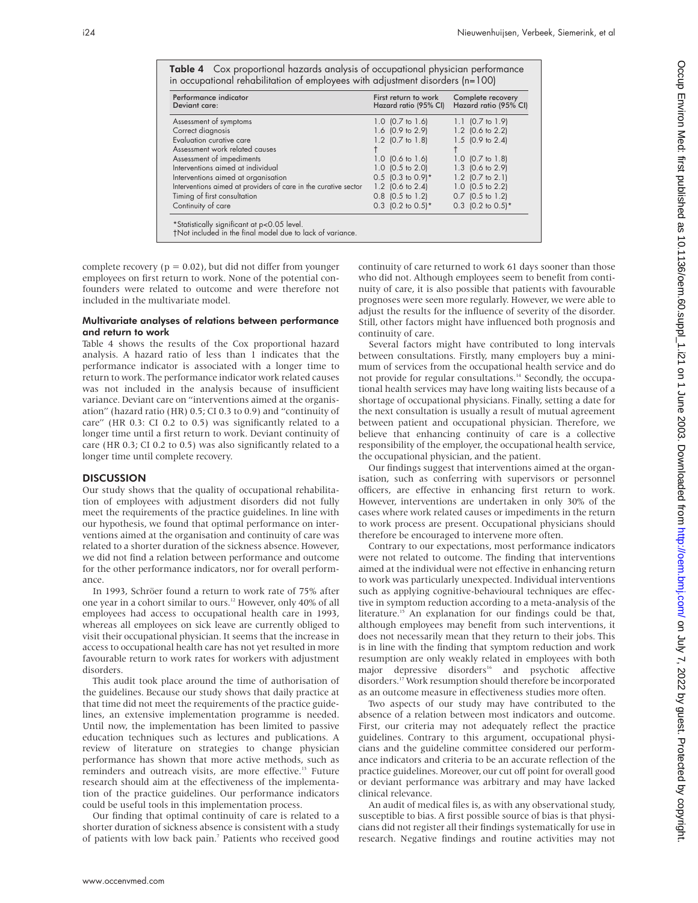**Table 4** Cox proportional hazards analysis of occupational physician performance in occupational rehabilitation of employees with adjustment disorders (n=100)

| Performance indicator<br>Deviant care: | First return to work<br>Hazard ratio (95% CI) | Complete recovery<br>Hazard ratio (95% CI) |
|---|---|---|
| Assessment of symptoms | 1.0 (0.7 to 1.6) | 1.1 (0.7 to 1.9) |
| Correct diagnosis | 1.6 (0.9 to 2.9) | 1.2 (0.6 to 2.2) |
| Evaluation curative care | 1.2 (0.7 to 1.8) | 1.5 (0.9 to 2.4) |
| Assessment work related causes | † | † |
| Assessment of impediments | 1.0 (0.6 to 1.6) | 1.0 (0.7 to 1.8) |
| Interventions aimed at individual | 1.0 (0.5 to 2.0) | 1.3 (0.6 to 2.9) |
| Interventions aimed at organisation | 0.5 (0.3 to 0.9)* | 1.2 (0.7 to 2.1) |
| Interventions aimed at providers of care in the curative sector | 1.2 (0.6 to 2.4) | 1.0 (0.5 to 2.2) |
| Timing of first consultation | 0.8 (0.5 to 1.2) | 0.7 (0.5 to 1.2) |
| Continuity of care | 0.3 (0.2 to 0.5)* | 0.3 (0.2 to 0.5)* |

*Statistically significant at p<0.05 level.
†Not included in the final model due to lack of variance.

complete recovery (p = 0.02), but did not differ from younger employees on first return to work. None of the potential confounders were related to outcome and were therefore not included in the multivariate model.

### Multivariate analyses of relations between performance and return to work

Table 4 shows the results of the Cox proportional hazard analysis. A hazard ratio of less than 1 indicates that the performance indicator is associated with a longer time to return to work. The performance indicator work related causes was not included in the analysis because of insufficient variance. Deviant care on "interventions aimed at the organisation" (hazard ratio (HR) 0.5; CI 0.3 to 0.9) and "continuity of care" (HR 0.3: CI 0.2 to 0.5) was significantly related to a longer time until a first return to work. Deviant continuity of care (HR 0.3; CI 0.2 to 0.5) was also significantly related to a longer time until complete recovery.

## DISCUSSION

Our study shows that the quality of occupational rehabilitation of employees with adjustment disorders did not fully meet the requirements of the practice guidelines. In line with our hypothesis, we found that optimal performance on interventions aimed at the organisation and continuity of care was related to a shorter duration of the sickness absence. However, we did not find a relation between performance and outcome for the other performance indicators, nor for overall performance.

In 1993, Schröer found a return to work rate of 75% after one year in a cohort similar to ours.[12] However, only 40% of all employees had access to occupational health care in 1993, whereas all employees on sick leave are currently obliged to visit their occupational physician. It seems that the increase in access to occupational health care has not yet resulted in more favourable return to work rates for workers with adjustment disorders.

This audit took place around the time of authorisation of the guidelines. Because our study shows that daily practice at that time did not meet the requirements of the practice guidelines, an extensive implementation programme is needed. Until now, the implementation has been limited to passive education techniques such as lectures and publications. A review of literature on strategies to change physician performance has shown that more active methods, such as reminders and outreach visits, are more effective.[13] Future research should aim at the effectiveness of the implementation of the practice guidelines. Our performance indicators could be useful tools in this implementation process.

Our finding that optimal continuity of care is related to a shorter duration of sickness absence is consistent with a study of patients with low back pain.[7] Patients who received good continuity of care returned to work 61 days sooner than those who did not. Although employees seem to benefit from continuity of care, it is also possible that patients with favourable prognoses were seen more regularly. However, we were able to adjust the results for the influence of severity of the disorder. Still, other factors might have influenced both prognosis and continuity of care.

Several factors might have contributed to long intervals between consultations. Firstly, many employers buy a minimum of services from the occupational health service and do not provide for regular consultations.[14] Secondly, the occupational health services may have long waiting lists because of a shortage of occupational physicians. Finally, setting a date for the next consultation is usually a result of mutual agreement between patient and occupational physician. Therefore, we believe that enhancing continuity of care is a collective responsibility of the employer, the occupational health service, the occupational physician, and the patient.

Our findings suggest that interventions aimed at the organisation, such as conferring with supervisors or personnel officers, are effective in enhancing first return to work. However, interventions are undertaken in only 30% of the cases where work related causes or impediments in the return to work process are present. Occupational physicians should therefore be encouraged to intervene more often.

Contrary to our expectations, most performance indicators were not related to outcome. The finding that interventions aimed at the individual were not effective in enhancing return to work was particularly unexpected. Individual interventions such as applying cognitive-behavioural techniques are effective in symptom reduction according to a meta-analysis of the literature.[15] An explanation for our findings could be that, although employees may benefit from such interventions, it does not necessarily mean that they return to their jobs. This is in line with the finding that symptom reduction and work resumption are only weakly related in employees with both major depressive disorders[16] and psychotic affective disorders.[17] Work resumption should therefore be incorporated as an outcome measure in effectiveness studies more often.

Two aspects of our study may have contributed to the absence of a relation between most indicators and outcome. First, our criteria may not adequately reflect the practice guidelines. Contrary to this argument, occupational physicians and the guideline committee considered our performance indicators and criteria to be an accurate reflection of the practice guidelines. Moreover, our cut off point for overall good or deviant performance was arbitrary and may have lacked clinical relevance.

An audit of medical files is, as with any observational study, susceptible to bias. A first possible source of bias is that physicians did not register all their findings systematically for use in research. Negative findings and routine activities may not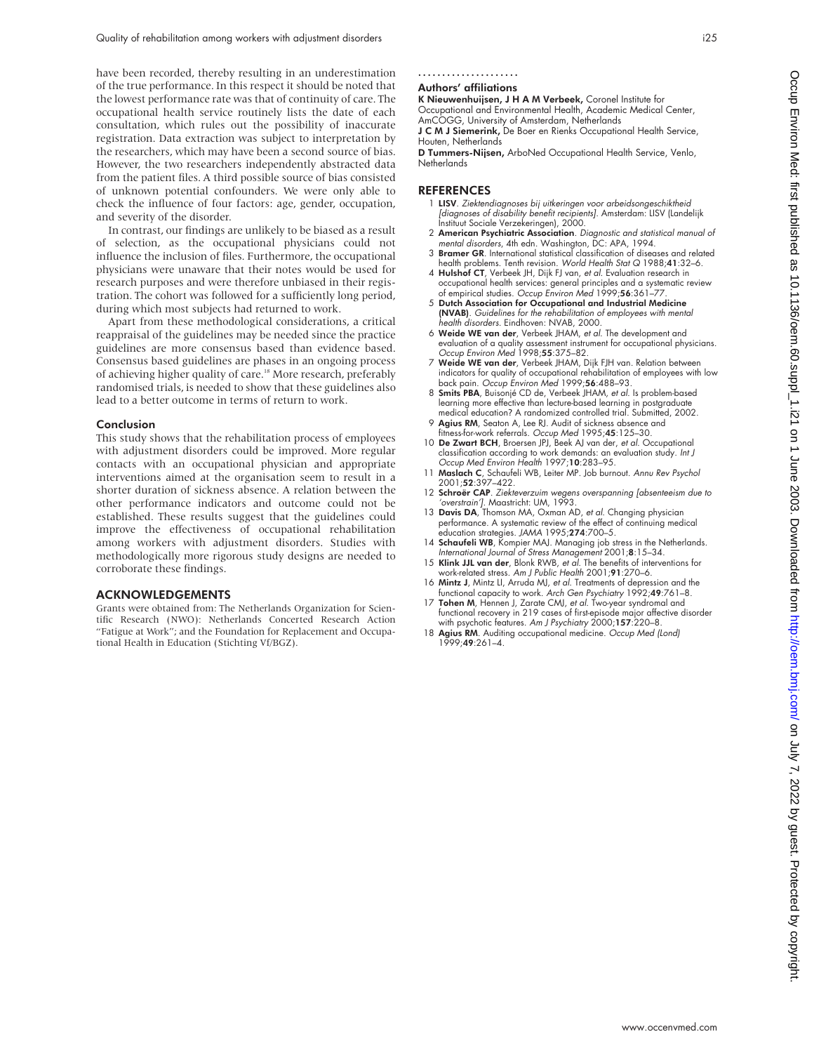have been recorded, thereby resulting in an underestimation of the true performance. In this respect it should be noted that the lowest performance rate was that of continuity of care. The occupational health service routinely lists the date of each consultation, which rules out the possibility of inaccurate registration. Data extraction was subject to interpretation by the researchers, which may have been a second source of bias. However, the two researchers independently abstracted data from the patient files. A third possible source of bias consisted of unknown potential confounders. We were only able to check the influence of four factors: age, gender, occupation, and severity of the disorder.

In contrast, our findings are unlikely to be biased as a result of selection, as the occupational physicians could not influence the inclusion of files. Furthermore, the occupational physicians were unaware that their notes would be used for research purposes and were therefore unbiased in their registration. The cohort was followed for a sufficiently long period, during which most subjects had returned to work.

Apart from these methodological considerations, a critical reappraisal of the guidelines may be needed since the practice guidelines are more consensus based than evidence based. Consensus based guidelines are phases in an ongoing process of achieving higher quality of care.[18] More research, preferably randomised trials, is needed to show that these guidelines also lead to a better outcome in terms of return to work.

### Conclusion

This study shows that the rehabilitation process of employees with adjustment disorders could be improved. More regular contacts with an occupational physician and appropriate interventions aimed at the organisation seem to result in a shorter duration of sickness absence. A relation between the other performance indicators and outcome could not be established. These results suggest that the guidelines could improve the effectiveness of occupational rehabilitation among workers with adjustment disorders. Studies with methodologically more rigorous study designs are needed to corroborate these findings.

## ACKNOWLEDGEMENTS

Grants were obtained from: The Netherlands Organization for Scientific Research (NWO): Netherlands Concerted Research Action "Fatigue at Work"; and the Foundation for Replacement and Occupational Health in Education (Stichting Vf/BGZ).

### Authors' affiliations

**K Nieuwenhuijsen, J H A M Verbeek,** Coronel Institute for Occupational and Environmental Health, Academic Medical Center, AmCOGG, University of Amsterdam, Netherlands
**J C M J Siemerink,** De Boer en Rienks Occupational Health Service, Houten, Netherlands
**D Tummers-Nijsen,** ArboNed Occupational Health Service, Venlo, Netherlands

## REFERENCES

1 **LISV**. *Ziektendiagnoses bij uitkeringen voor arbeidsongeschiktheid [diagnoses of disability benefit recipients]*. Amsterdam: LISV (Landelijk Instituut Sociale Verzekeringen), 2000.
2 **American Psychiatric Association**. *Diagnostic and statistical manual of mental disorders*, 4th edn. Washington, DC: APA, 1994.
3 **Bramer GR**. International statistical classification of diseases and related health problems. Tenth revision. *World Health Stat Q* 1988;**41**:32–6.
4 **Hulshof CT**, Verbeek JH, Dijk FJ van, *et al.* Evaluation research in occupational health services: general principles and a systematic review of empirical studies. *Occup Environ Med* 1999;**56**:361–77.
5 **Dutch Association for Occupational and Industrial Medicine (NVAB)**. *Guidelines for the rehabilitation of employees with mental health disorders*. Eindhoven: NVAB, 2000.
6 **Weide WE van der**, Verbeek JHAM, *et al.* The development and evaluation of a quality assessment instrument for occupational physicians. *Occup Environ Med* 1998;**55**:375–82.
7 **Weide WE van der**, Verbeek JHAM, Dijk FJH van. Relation between indicators for quality of occupational rehabilitation of employees with low back pain. *Occup Environ Med* 1999;**56**:488–93.
8 **Smits PBA**, Buisonjé CD de, Verbeek JHAM, *et al.* Is problem-based learning more effective than lecture-based learning in postgraduate medical education? A randomized controlled trial. Submitted, 2002.
9 **Agius RM**, Seaton A, Lee RJ. Audit of sickness absence and fitness-for-work referrals. *Occup Med* 1995;**45**:125–30.
10 **De Zwart BCH**, Broersen JPJ, Beek AJ van der, *et al.* Occupational classification according to work demands: an evaluation study. *Int J Occup Med Environ Health* 1997;**10**:283–95.
11 **Maslach C**, Schaufeli WB, Leiter MP. Job burnout. *Annu Rev Psychol* 2001;**52**:397–422.
12 **Schroër CAP**. *Ziekteverzuim wegens overspanning [absenteeism due to 'overstrain']*. Maastricht: UM, 1993.
13 **Davis DA**, Thomson MA, Oxman AD, *et al.* Changing physician performance. A systematic review of the effect of continuing medical education strategies. *JAMA* 1995;**274**:700–5.
14 **Schaufeli WB**, Kompier MAJ. Managing job stress in the Netherlands. *International Journal of Stress Management* 2001;**8**:15–34.
15 **Klink JJL van der**, Blonk RWB, *et al.* The benefits of interventions for work-related stress. *Am J Public Health* 2001;**91**:270–6.
16 **Mintz J**, Mintz LI, Arruda MJ, *et al.* Treatments of depression and the functional capacity to work. *Arch Gen Psychiatry* 1992;**49**:761–8.
17 **Tohen M**, Hennen J, Zarate CMJ, *et al.* Two-year syndromal and functional recovery in 219 cases of first-episode major affective disorder with psychotic features. *Am J Psychiatry* 2000;**157**:220–8.
18 **Agius RM**. Auditing occupational medicine. *Occup Med (Lond)* 1999;**49**:261–4.